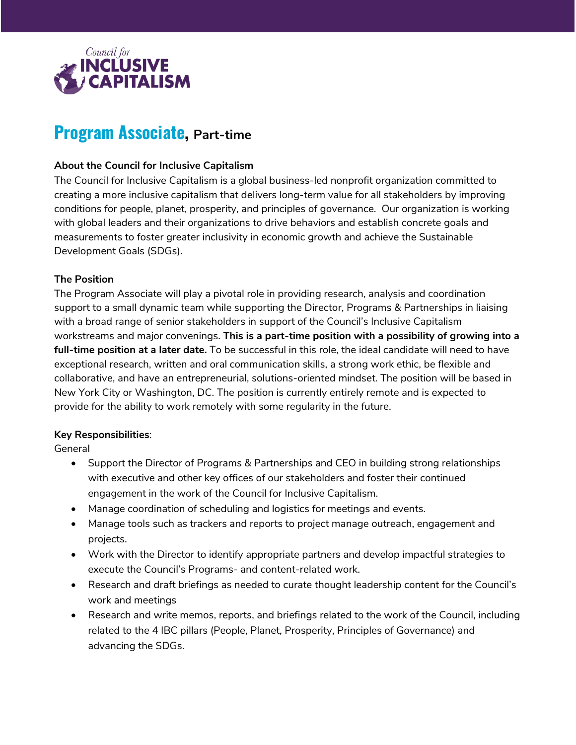Council for
INCLUSIVE
CAPITALISM

# Program Associate, Part-time

**About the Council for Inclusive Capitalism**

The Council for Inclusive Capitalism is a global business-led nonprofit organization committed to creating a more inclusive capitalism that delivers long-term value for all stakeholders by improving conditions for people, planet, prosperity, and principles of governance. Our organization is working with global leaders and their organizations to drive behaviors and establish concrete goals and measurements to foster greater inclusivity in economic growth and achieve the Sustainable Development Goals (SDGs).

**The Position**

The Program Associate will play a pivotal role in providing research, analysis and coordination support to a small dynamic team while supporting the Director, Programs & Partnerships in liaising with a broad range of senior stakeholders in support of the Council's Inclusive Capitalism workstreams and major convenings. **This is a part-time position with a possibility of growing into a full-time position at a later date.** To be successful in this role, the ideal candidate will need to have exceptional research, written and oral communication skills, a strong work ethic, be flexible and collaborative, and have an entrepreneurial, solutions-oriented mindset. The position will be based in New York City or Washington, DC. The position is currently entirely remote and is expected to provide for the ability to work remotely with some regularity in the future.

**Key Responsibilities**:

General

- Support the Director of Programs & Partnerships and CEO in building strong relationships with executive and other key offices of our stakeholders and foster their continued engagement in the work of the Council for Inclusive Capitalism.
- Manage coordination of scheduling and logistics for meetings and events.
- Manage tools such as trackers and reports to project manage outreach, engagement and projects.
- Work with the Director to identify appropriate partners and develop impactful strategies to execute the Council's Programs- and content-related work.
- Research and draft briefings as needed to curate thought leadership content for the Council's work and meetings
- Research and write memos, reports, and briefings related to the work of the Council, including related to the 4 IBC pillars (People, Planet, Prosperity, Principles of Governance) and advancing the SDGs.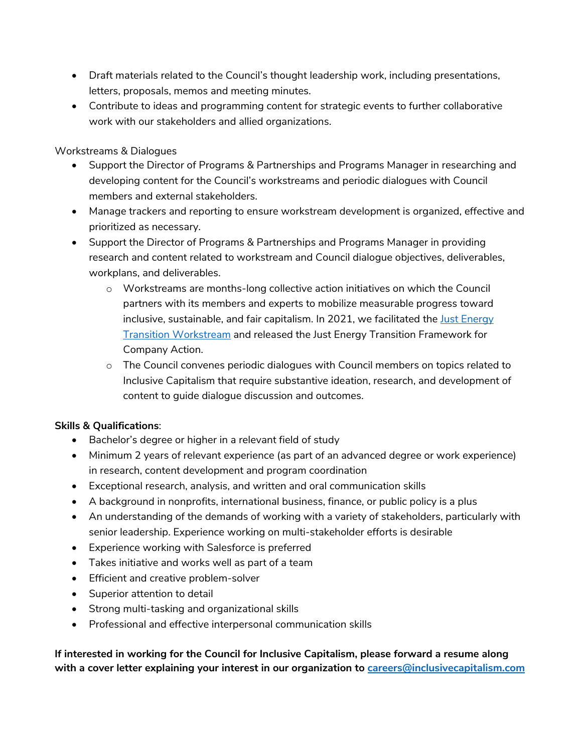- Draft materials related to the Council's thought leadership work, including presentations, letters, proposals, memos and meeting minutes.
- Contribute to ideas and programming content for strategic events to further collaborative work with our stakeholders and allied organizations.

Workstreams & Dialogues

- Support the Director of Programs & Partnerships and Programs Manager in researching and developing content for the Council's workstreams and periodic dialogues with Council members and external stakeholders.
- Manage trackers and reporting to ensure workstream development is organized, effective and prioritized as necessary.
- Support the Director of Programs & Partnerships and Programs Manager in providing research and content related to workstream and Council dialogue objectives, deliverables, workplans, and deliverables.
    - Workstreams are months-long collective action initiatives on which the Council partners with its members and experts to mobilize measurable progress toward inclusive, sustainable, and fair capitalism. In 2021, we facilitated the [Just Energy Transition Workstream]() and released the Just Energy Transition Framework for Company Action.
    - The Council convenes periodic dialogues with Council members on topics related to Inclusive Capitalism that require substantive ideation, research, and development of content to guide dialogue discussion and outcomes.

**Skills & Qualifications**:

- Bachelor's degree or higher in a relevant field of study
- Minimum 2 years of relevant experience (as part of an advanced degree or work experience) in research, content development and program coordination
- Exceptional research, analysis, and written and oral communication skills
- A background in nonprofits, international business, finance, or public policy is a plus
- An understanding of the demands of working with a variety of stakeholders, particularly with senior leadership. Experience working on multi-stakeholder efforts is desirable
- Experience working with Salesforce is preferred
- Takes initiative and works well as part of a team
- Efficient and creative problem-solver
- Superior attention to detail
- Strong multi-tasking and organizational skills
- Professional and effective interpersonal communication skills

**If interested in working for the Council for Inclusive Capitalism, please forward a resume along with a cover letter explaining your interest in our organization to [careers@inclusivecapitalism.com](mailto:careers@inclusivecapitalism.com)**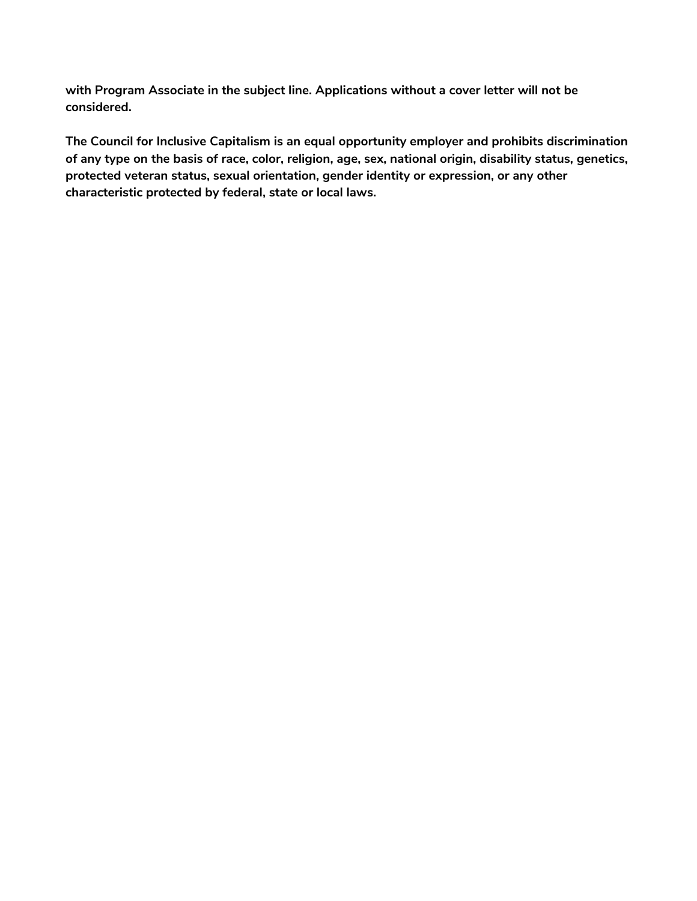**with Program Associate in the subject line. Applications without a cover letter will not be considered.**

**The Council for Inclusive Capitalism is an equal opportunity employer and prohibits discrimination of any type on the basis of race, color, religion, age, sex, national origin, disability status, genetics, protected veteran status, sexual orientation, gender identity or expression, or any other characteristic protected by federal, state or local laws.**